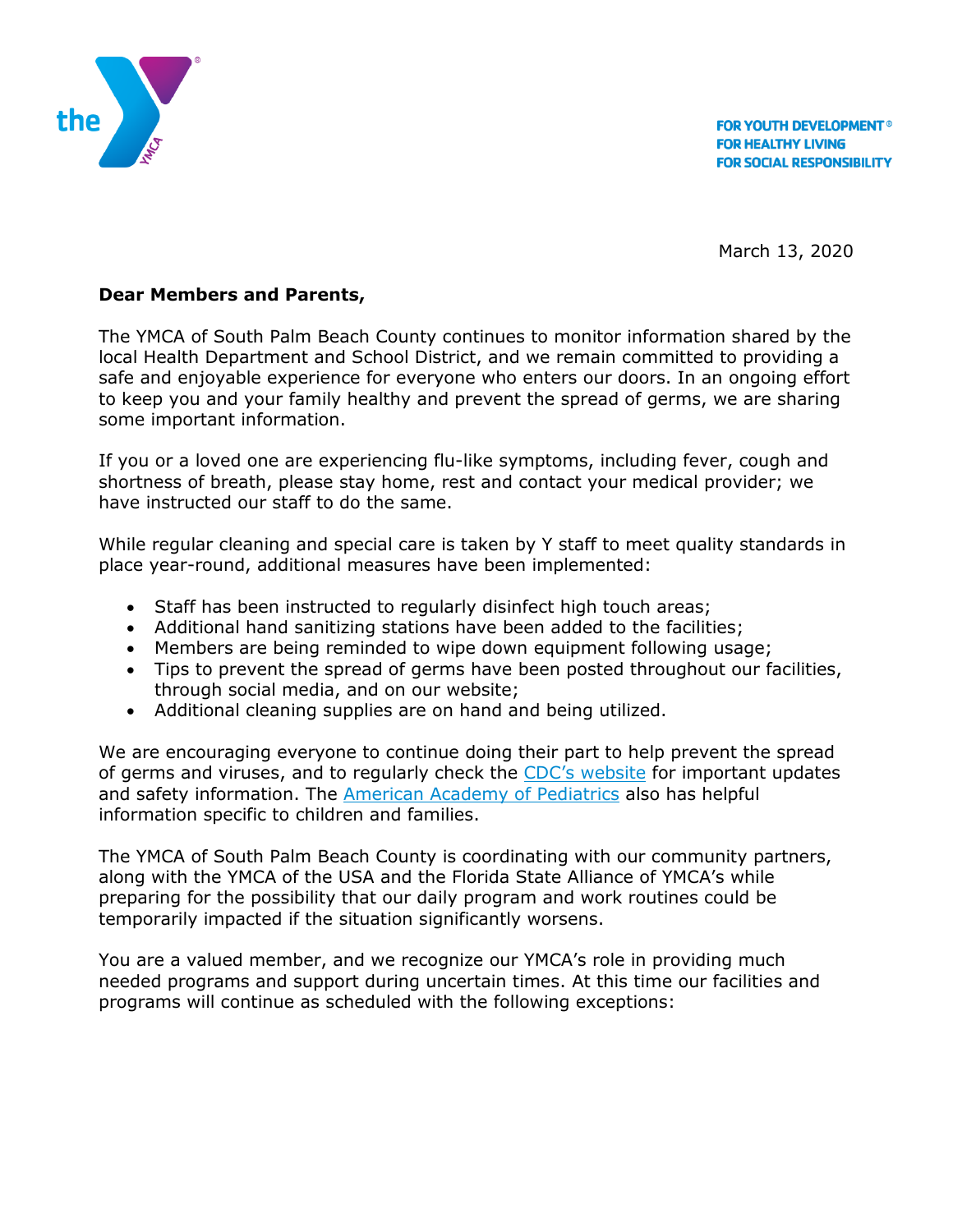FOR YOUTH DEVELOPMENT®
FOR HEALTHY LIVING
FOR SOCIAL RESPONSIBILITY

March 13, 2020

**Dear Members and Parents,**

The YMCA of South Palm Beach County continues to monitor information shared by the local Health Department and School District, and we remain committed to providing a safe and enjoyable experience for everyone who enters our doors. In an ongoing effort to keep you and your family healthy and prevent the spread of germs, we are sharing some important information.

If you or a loved one are experiencing flu-like symptoms, including fever, cough and shortness of breath, please stay home, rest and contact your medical provider; we have instructed our staff to do the same.

While regular cleaning and special care is taken by Y staff to meet quality standards in place year-round, additional measures have been implemented:

- Staff has been instructed to regularly disinfect high touch areas;
- Additional hand sanitizing stations have been added to the facilities;
- Members are being reminded to wipe down equipment following usage;
- Tips to prevent the spread of germs have been posted throughout our facilities, through social media, and on our website;
- Additional cleaning supplies are on hand and being utilized.

We are encouraging everyone to continue doing their part to help prevent the spread of germs and viruses, and to regularly check the CDC's website for important updates and safety information. The American Academy of Pediatrics also has helpful information specific to children and families.

The YMCA of South Palm Beach County is coordinating with our community partners, along with the YMCA of the USA and the Florida State Alliance of YMCA's while preparing for the possibility that our daily program and work routines could be temporarily impacted if the situation significantly worsens.

You are a valued member, and we recognize our YMCA's role in providing much needed programs and support during uncertain times. At this time our facilities and programs will continue as scheduled with the following exceptions: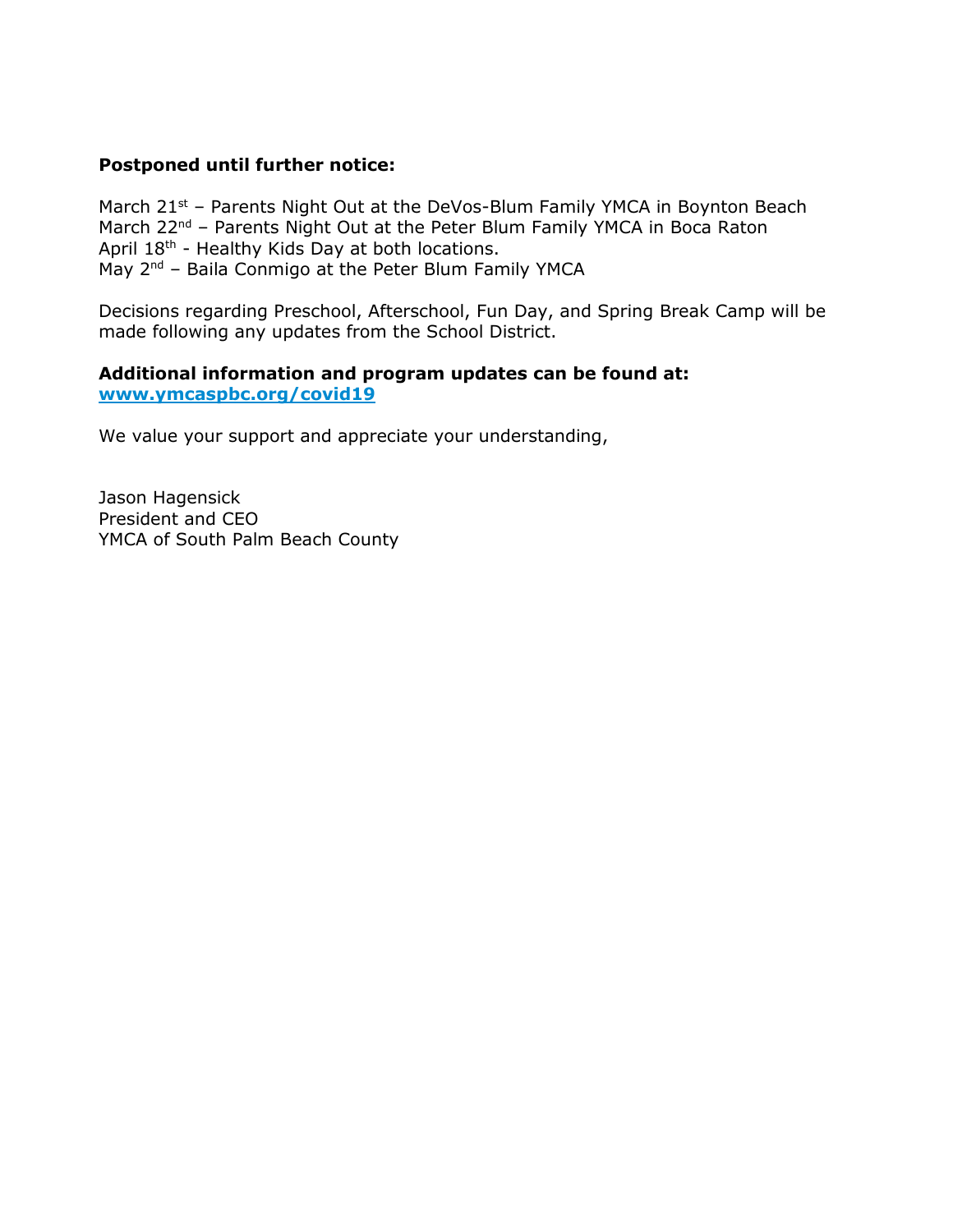**Postponed until further notice:**

March 21st – Parents Night Out at the DeVos-Blum Family YMCA in Boynton Beach
March 22nd – Parents Night Out at the Peter Blum Family YMCA in Boca Raton
April 18th - Healthy Kids Day at both locations.
May 2nd – Baila Conmigo at the Peter Blum Family YMCA

Decisions regarding Preschool, Afterschool, Fun Day, and Spring Break Camp will be made following any updates from the School District.

**Additional information and program updates can be found at:**
**[www.ymcaspbc.org/covid19](http://www.ymcaspbc.org/covid19)**

We value your support and appreciate your understanding,

Jason Hagensick
President and CEO
YMCA of South Palm Beach County